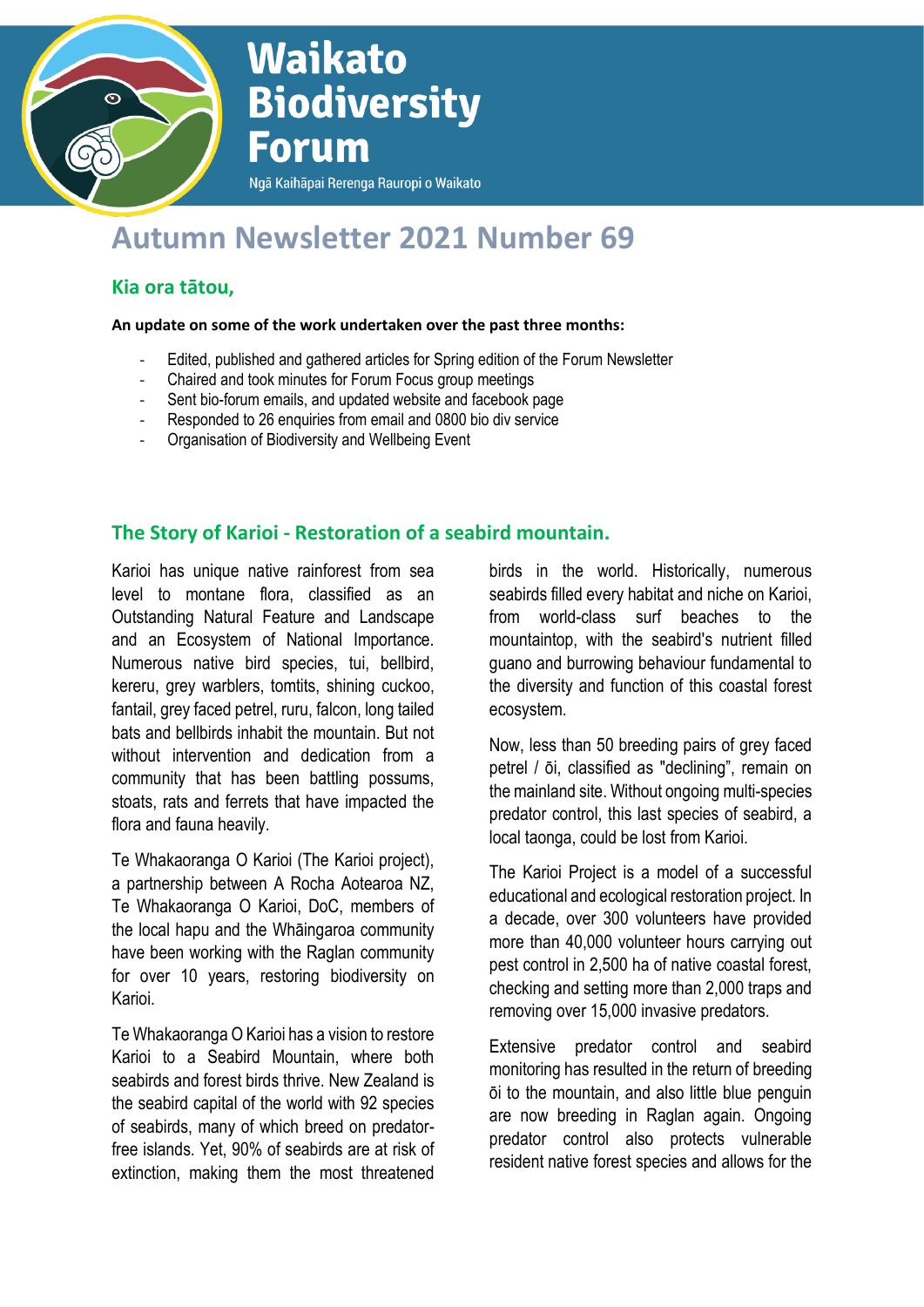# Waikato Biodiversity Forum

Ngā Kaihāpai Rerenga Rauropi o Waikato

# Autumn Newsletter 2021 Number 69

## Kia ora tātou,

**An update on some of the work undertaken over the past three months:**

- Edited, published and gathered articles for Spring edition of the Forum Newsletter
- Chaired and took minutes for Forum Focus group meetings
- Sent bio-forum emails, and updated website and facebook page
- Responded to 26 enquiries from email and 0800 bio div service
- Organisation of Biodiversity and Wellbeing Event

## The Story of Karioi - Restoration of a seabird mountain.

Karioi has unique native rainforest from sea level to montane flora, classified as an Outstanding Natural Feature and Landscape and an Ecosystem of National Importance. Numerous native bird species, tui, bellbird, kereru, grey warblers, tomtits, shining cuckoo, fantail, grey faced petrel, ruru, falcon, long tailed bats and bellbirds inhabit the mountain. But not without intervention and dedication from a community that has been battling possums, stoats, rats and ferrets that have impacted the flora and fauna heavily.

Te Whakaoranga O Karioi (The Karioi project), a partnership between A Rocha Aotearoa NZ, Te Whakaoranga O Karioi, DoC, members of the local hapu and the Whāingaroa community have been working with the Raglan community for over 10 years, restoring biodiversity on Karioi.

Te Whakaoranga O Karioi has a vision to restore Karioi to a Seabird Mountain, where both seabirds and forest birds thrive. New Zealand is the seabird capital of the world with 92 species of seabirds, many of which breed on predator-free islands. Yet, 90% of seabirds are at risk of extinction, making them the most threatened birds in the world. Historically, numerous seabirds filled every habitat and niche on Karioi, from world-class surf beaches to the mountaintop, with the seabird's nutrient filled guano and burrowing behaviour fundamental to the diversity and function of this coastal forest ecosystem.

Now, less than 50 breeding pairs of grey faced petrel / ōi, classified as "declining", remain on the mainland site. Without ongoing multi-species predator control, this last species of seabird, a local taonga, could be lost from Karioi.

The Karioi Project is a model of a successful educational and ecological restoration project. In a decade, over 300 volunteers have provided more than 40,000 volunteer hours carrying out pest control in 2,500 ha of native coastal forest, checking and setting more than 2,000 traps and removing over 15,000 invasive predators.

Extensive predator control and seabird monitoring has resulted in the return of breeding ōi to the mountain, and also little blue penguin are now breeding in Raglan again. Ongoing predator control also protects vulnerable resident native forest species and allows for the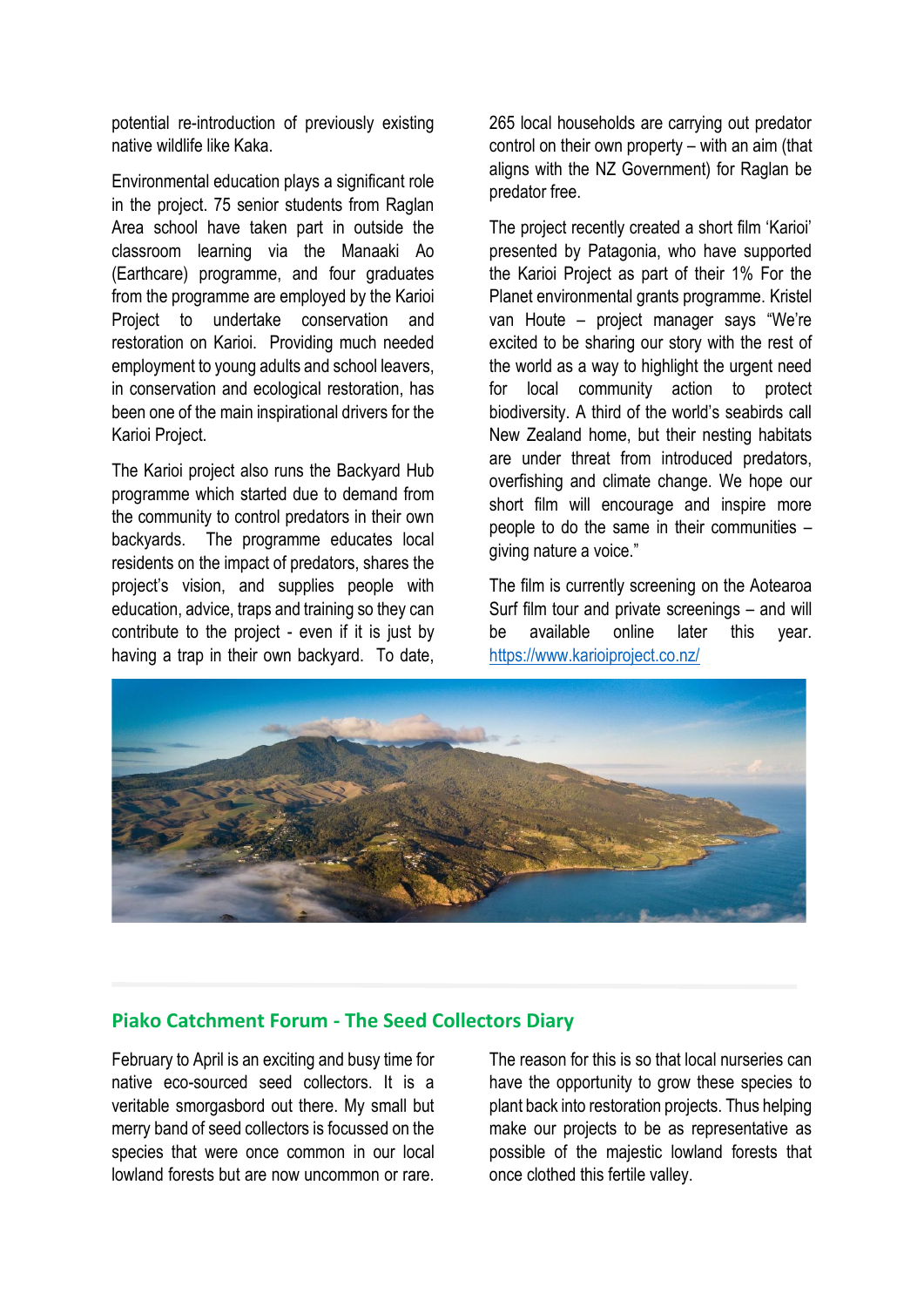potential re-introduction of previously existing native wildlife like Kaka.

Environmental education plays a significant role in the project. 75 senior students from Raglan Area school have taken part in outside the classroom learning via the Manaaki Ao (Earthcare) programme, and four graduates from the programme are employed by the Karioi Project to undertake conservation and restoration on Karioi. Providing much needed employment to young adults and school leavers, in conservation and ecological restoration, has been one of the main inspirational drivers for the Karioi Project.

The Karioi project also runs the Backyard Hub programme which started due to demand from the community to control predators in their own backyards. The programme educates local residents on the impact of predators, shares the project's vision, and supplies people with education, advice, traps and training so they can contribute to the project - even if it is just by having a trap in their own backyard. To date, 265 local households are carrying out predator control on their own property – with an aim (that aligns with the NZ Government) for Raglan be predator free.

The project recently created a short film 'Karioi' presented by Patagonia, who have supported the Karioi Project as part of their 1% For the Planet environmental grants programme. Kristel van Houte – project manager says "We're excited to be sharing our story with the rest of the world as a way to highlight the urgent need for local community action to protect biodiversity. A third of the world's seabirds call New Zealand home, but their nesting habitats are under threat from introduced predators, overfishing and climate change. We hope our short film will encourage and inspire more people to do the same in their communities – giving nature a voice."

The film is currently screening on the Aotearoa Surf film tour and private screenings – and will be available online later this year. https://www.karioiproject.co.nz/

## Piako Catchment Forum - The Seed Collectors Diary

February to April is an exciting and busy time for native eco-sourced seed collectors. It is a veritable smorgasbord out there. My small but merry band of seed collectors is focussed on the species that were once common in our local lowland forests but are now uncommon or rare. The reason for this is so that local nurseries can have the opportunity to grow these species to plant back into restoration projects. Thus helping make our projects to be as representative as possible of the majestic lowland forests that once clothed this fertile valley.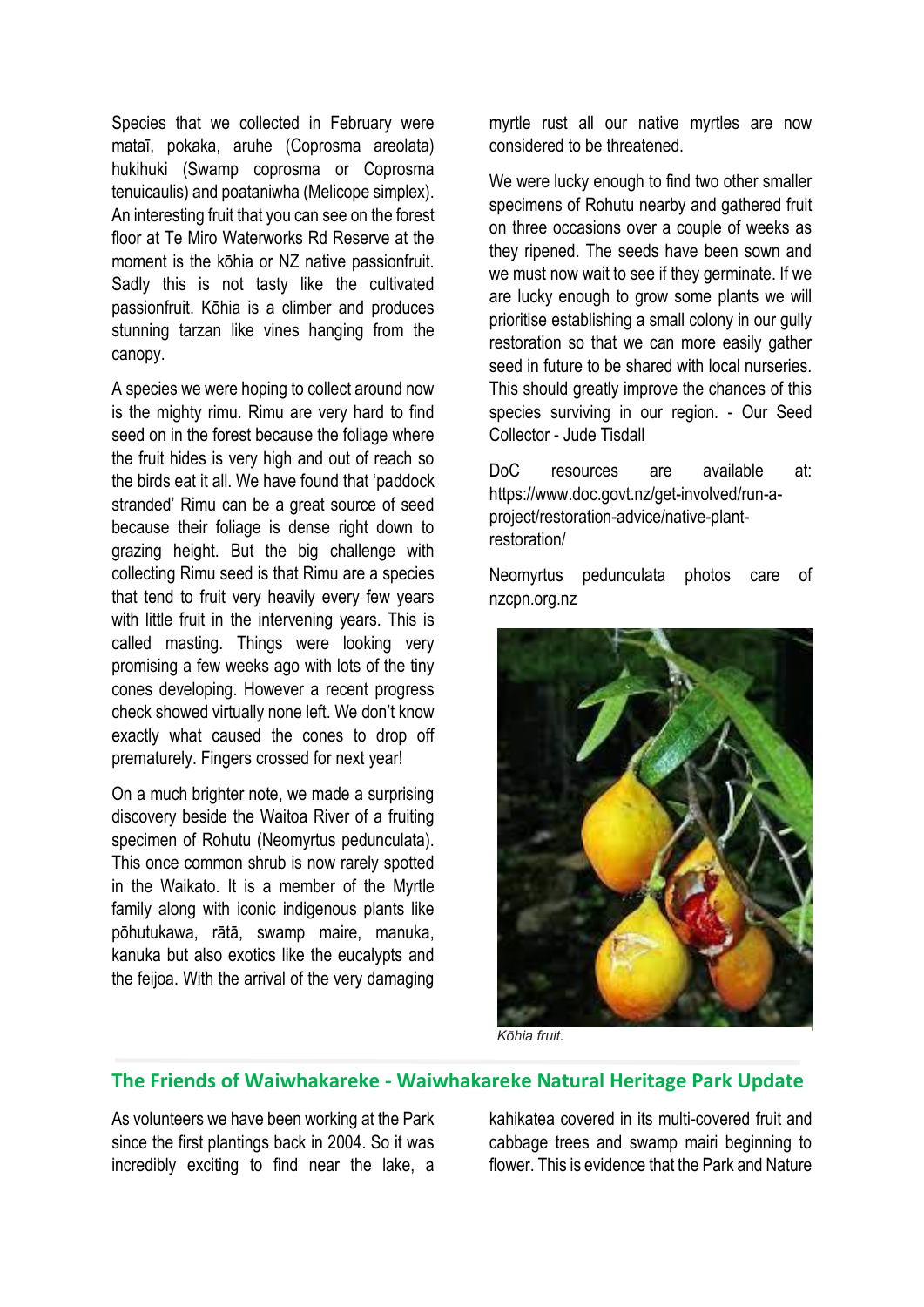Species that we collected in February were mataī, pokaka, aruhe (Coprosma areolata) hukihuki (Swamp coprosma or Coprosma tenuicaulis) and poataniwha (Melicope simplex). An interesting fruit that you can see on the forest floor at Te Miro Waterworks Rd Reserve at the moment is the kōhia or NZ native passionfruit. Sadly this is not tasty like the cultivated passionfruit. Kōhia is a climber and produces stunning tarzan like vines hanging from the canopy.

A species we were hoping to collect around now is the mighty rimu. Rimu are very hard to find seed on in the forest because the foliage where the fruit hides is very high and out of reach so the birds eat it all. We have found that 'paddock stranded' Rimu can be a great source of seed because their foliage is dense right down to grazing height. But the big challenge with collecting Rimu seed is that Rimu are a species that tend to fruit very heavily every few years with little fruit in the intervening years. This is called masting. Things were looking very promising a few weeks ago with lots of the tiny cones developing. However a recent progress check showed virtually none left. We don't know exactly what caused the cones to drop off prematurely. Fingers crossed for next year!

On a much brighter note, we made a surprising discovery beside the Waitoa River of a fruiting specimen of Rohutu (Neomyrtus pedunculata). This once common shrub is now rarely spotted in the Waikato. It is a member of the Myrtle family along with iconic indigenous plants like pōhutukawa, rātā, swamp maire, manuka, kanuka but also exotics like the eucalypts and the feijoa. With the arrival of the very damaging myrtle rust all our native myrtles are now considered to be threatened.

We were lucky enough to find two other smaller specimens of Rohutu nearby and gathered fruit on three occasions over a couple of weeks as they ripened. The seeds have been sown and we must now wait to see if they germinate. If we are lucky enough to grow some plants we will prioritise establishing a small colony in our gully restoration so that we can more easily gather seed in future to be shared with local nurseries. This should greatly improve the chances of this species surviving in our region. - Our Seed Collector - Jude Tisdall

DoC resources are available at: https://www.doc.govt.nz/get-involved/run-a-project/restoration-advice/native-plant-restoration/

Neomyrtus pedunculata photos care of nzcpn.org.nz

*Kōhia fruit.*

## The Friends of Waiwhakareke - Waiwhakareke Natural Heritage Park Update

As volunteers we have been working at the Park since the first plantings back in 2004. So it was incredibly exciting to find near the lake, a kahikatea covered in its multi-covered fruit and cabbage trees and swamp mairi beginning to flower. This is evidence that the Park and Nature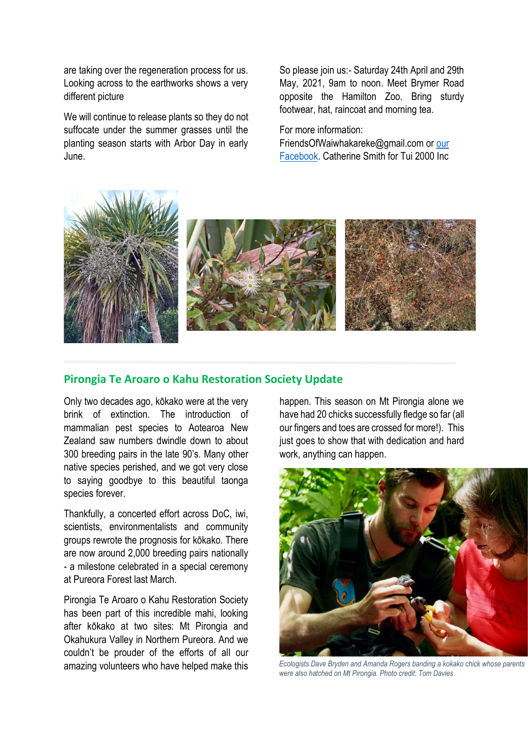are taking over the regeneration process for us. Looking across to the earthworks shows a very different picture

We will continue to release plants so they do not suffocate under the summer grasses until the planting season starts with Arbor Day in early June.

So please join us:- Saturday 24th April and 29th May, 2021, 9am to noon. Meet Brymer Road opposite the Hamilton Zoo. Bring sturdy footwear, hat, raincoat and morning tea.

For more information:
FriendsOfWaiwhakareke@gmail.com or our Facebook. Catherine Smith for Tui 2000 Inc

## Pirongia Te Aroaro o Kahu Restoration Society Update

Only two decades ago, kōkako were at the very brink of extinction. The introduction of mammalian pest species to Aotearoa New Zealand saw numbers dwindle down to about 300 breeding pairs in the late 90's. Many other native species perished, and we got very close to saying goodbye to this beautiful taonga species forever.

Thankfully, a concerted effort across DoC, iwi, scientists, environmentalists and community groups rewrote the prognosis for kōkako. There are now around 2,000 breeding pairs nationally - a milestone celebrated in a special ceremony at Pureora Forest last March.

Pirongia Te Aroaro o Kahu Restoration Society has been part of this incredible mahi, looking after kōkako at two sites: Mt Pirongia and Okahukura Valley in Northern Pureora. And we couldn't be prouder of the efforts of all our amazing volunteers who have helped make this happen. This season on Mt Pirongia alone we have had 20 chicks successfully fledge so far (all our fingers and toes are crossed for more!). This just goes to show that with dedication and hard work, anything can happen.

*Ecologists Dave Bryden and Amanda Rogers banding a kokako chick whose parents were also hatched on Mt Pirongia. Photo credit: Tom Davies*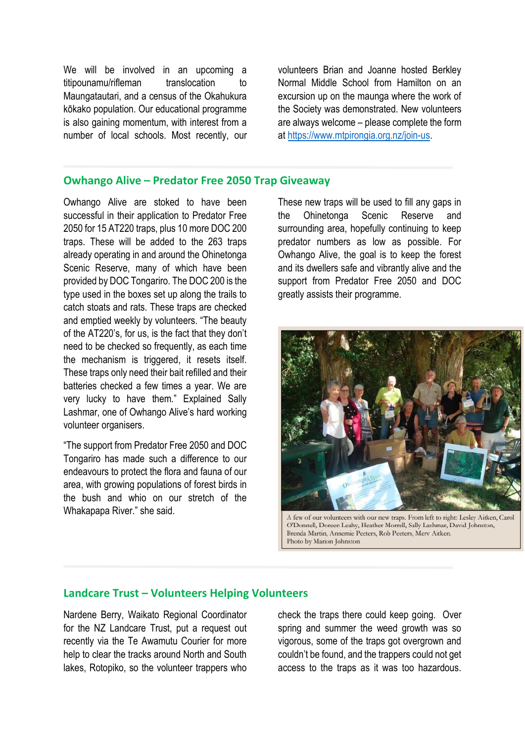We will be involved in an upcoming a titipounamu/rifleman translocation to Maungatautari, and a census of the Okahukura kōkako population. Our educational programme is also gaining momentum, with interest from a number of local schools. Most recently, our volunteers Brian and Joanne hosted Berkley Normal Middle School from Hamilton on an excursion up on the maunga where the work of the Society was demonstrated. New volunteers are always welcome – please complete the form at https://www.mtpirongia.org.nz/join-us.

## Owhango Alive – Predator Free 2050 Trap Giveaway

Owhango Alive are stoked to have been successful in their application to Predator Free 2050 for 15 AT220 traps, plus 10 more DOC 200 traps. These will be added to the 263 traps already operating in and around the Ohinetonga Scenic Reserve, many of which have been provided by DOC Tongariro. The DOC 200 is the type used in the boxes set up along the trails to catch stoats and rats. These traps are checked and emptied weekly by volunteers. "The beauty of the AT220's, for us, is the fact that they don't need to be checked so frequently, as each time the mechanism is triggered, it resets itself. These traps only need their bait refilled and their batteries checked a few times a year. We are very lucky to have them." Explained Sally Lashmar, one of Owhango Alive's hard working volunteer organisers.

"The support from Predator Free 2050 and DOC Tongariro has made such a difference to our endeavours to protect the flora and fauna of our area, with growing populations of forest birds in the bush and whio on our stretch of the Whakapapa River." she said.

These new traps will be used to fill any gaps in the Ohinetonga Scenic Reserve and surrounding area, hopefully continuing to keep predator numbers as low as possible. For Owhango Alive, the goal is to keep the forest and its dwellers safe and vibrantly alive and the support from Predator Free 2050 and DOC greatly assists their programme.

A few of our volunteers with our new traps. From left to right: Lesley Aitken, Carol O'Donnell, Doreen Leahy, Heather Morrell, Sally Lashmar, David Johnston, Brenda Martin, Annemie Peeters, Rob Peeters, Merv Aitken.
Photo by Marion Johnston

## Landcare Trust – Volunteers Helping Volunteers

Nardene Berry, Waikato Regional Coordinator for the NZ Landcare Trust, put a request out recently via the Te Awamutu Courier for more help to clear the tracks around North and South lakes, Rotopiko, so the volunteer trappers who check the traps there could keep going. Over spring and summer the weed growth was so vigorous, some of the traps got overgrown and couldn't be found, and the trappers could not get access to the traps as it was too hazardous.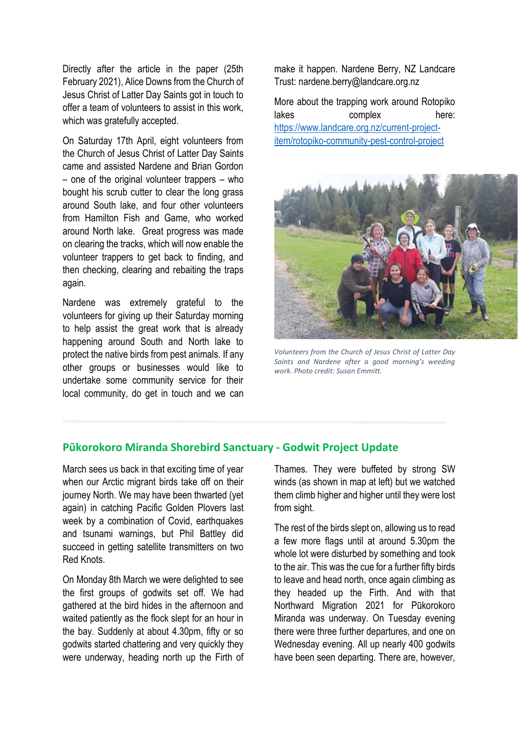Directly after the article in the paper (25th February 2021), Alice Downs from the Church of Jesus Christ of Latter Day Saints got in touch to offer a team of volunteers to assist in this work, which was gratefully accepted.

On Saturday 17th April, eight volunteers from the Church of Jesus Christ of Latter Day Saints came and assisted Nardene and Brian Gordon – one of the original volunteer trappers – who bought his scrub cutter to clear the long grass around South lake, and four other volunteers from Hamilton Fish and Game, who worked around North lake. Great progress was made on clearing the tracks, which will now enable the volunteer trappers to get back to finding, and then checking, clearing and rebaiting the traps again.

Nardene was extremely grateful to the volunteers for giving up their Saturday morning to help assist the great work that is already happening around South and North lake to protect the native birds from pest animals. If any other groups or businesses would like to undertake some community service for their local community, do get in touch and we can make it happen. Nardene Berry, NZ Landcare Trust: nardene.berry@landcare.org.nz

More about the trapping work around Rotopiko lakes complex here: [https://www.landcare.org.nz/current-project-item/rotopiko-community-pest-control-project](https://www.landcare.org.nz/current-project-item/rotopiko-community-pest-control-project)

*Volunteers from the Church of Jesus Christ of Latter Day Saints and Nardene after a good morning's weeding work. Photo credit: Susan Emmitt.*

## Pūkorokoro Miranda Shorebird Sanctuary - Godwit Project Update

March sees us back in that exciting time of year when our Arctic migrant birds take off on their journey North. We may have been thwarted (yet again) in catching Pacific Golden Plovers last week by a combination of Covid, earthquakes and tsunami warnings, but Phil Battley did succeed in getting satellite transmitters on two Red Knots.

On Monday 8th March we were delighted to see the first groups of godwits set off. We had gathered at the bird hides in the afternoon and waited patiently as the flock slept for an hour in the bay. Suddenly at about 4.30pm, fifty or so godwits started chattering and very quickly they were underway, heading north up the Firth of Thames. They were buffeted by strong SW winds (as shown in map at left) but we watched them climb higher and higher until they were lost from sight.

The rest of the birds slept on, allowing us to read a few more flags until at around 5.30pm the whole lot were disturbed by something and took to the air. This was the cue for a further fifty birds to leave and head north, once again climbing as they headed up the Firth. And with that Northward Migration 2021 for Pūkorokoro Miranda was underway. On Tuesday evening there were three further departures, and one on Wednesday evening. All up nearly 400 godwits have been seen departing. There are, however,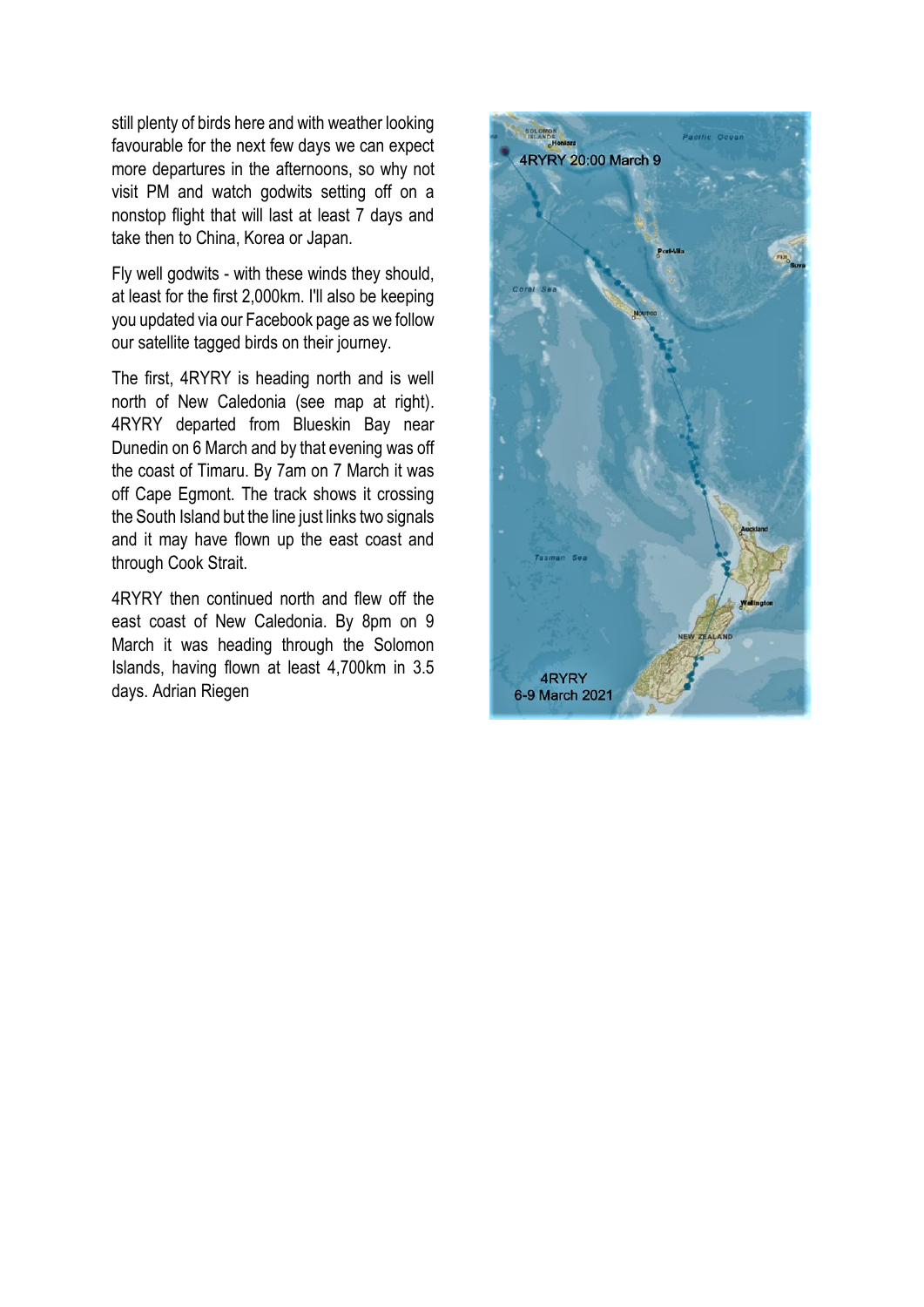still plenty of birds here and with weather looking favourable for the next few days we can expect more departures in the afternoons, so why not visit PM and watch godwits setting off on a nonstop flight that will last at least 7 days and take then to China, Korea or Japan.

Fly well godwits - with these winds they should, at least for the first 2,000km. I'll also be keeping you updated via our Facebook page as we follow our satellite tagged birds on their journey.

The first, 4RYRY is heading north and is well north of New Caledonia (see map at right). 4RYRY departed from Blueskin Bay near Dunedin on 6 March and by that evening was off the coast of Timaru. By 7am on 7 March it was off Cape Egmont. The track shows it crossing the South Island but the line just links two signals and it may have flown up the east coast and through Cook Strait.

4RYRY then continued north and flew off the east coast of New Caledonia. By 8pm on 9 March it was heading through the Solomon Islands, having flown at least 4,700km in 3.5 days. Adrian Riegen

4RYRY 20:00 March 9

4RYRY
6-9 March 2021